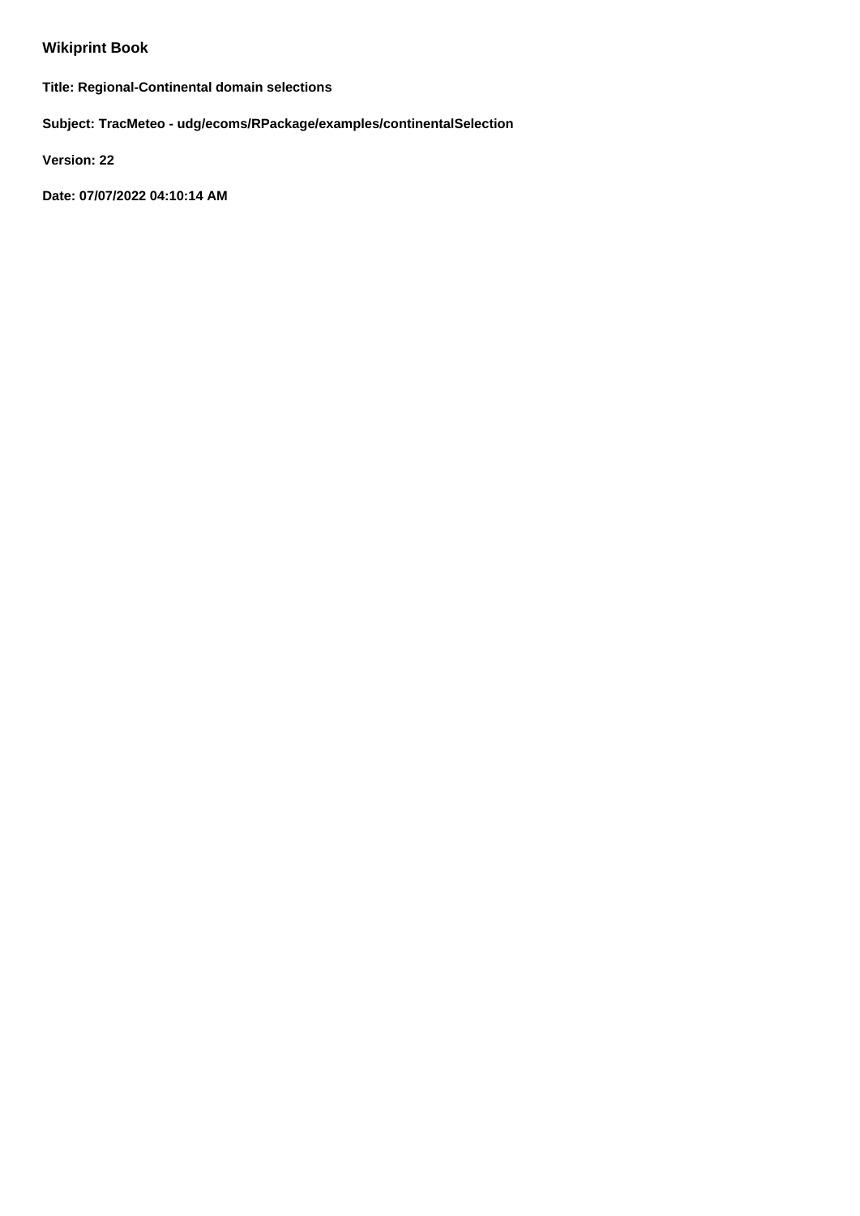# Wikiprint Book

**Title: Regional-Continental domain selections**

**Subject: TracMeteo - udg/ecoms/RPackage/examples/continentalSelection**

**Version: 22**

**Date: 07/07/2022 04:10:14 AM**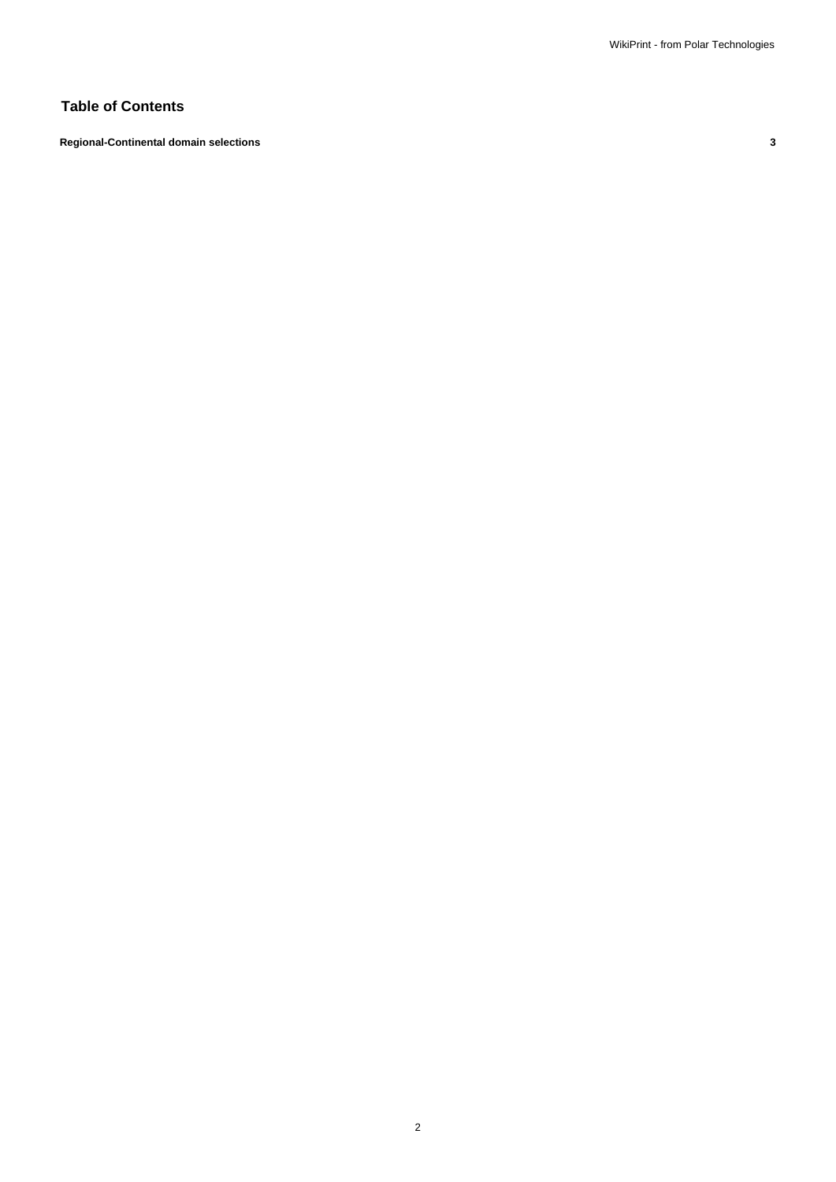## Table of Contents

**Regional-Continental domain selections** **3**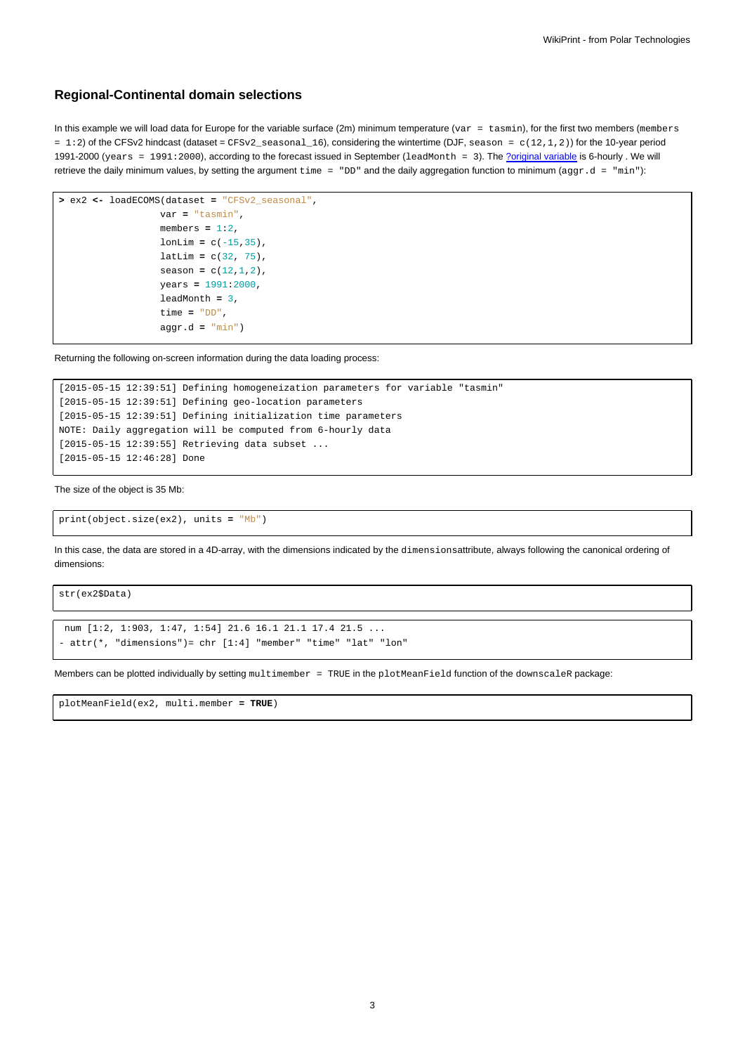### Regional-Continental domain selections

In this example we will load data for Europe for the variable surface (2m) minimum temperature (`var = tasmin`), for the first two members (`members = 1:2`) of the CFSv2 hindcast (dataset = `CFSv2_seasonal_16`), considering the wintertime (DJF, `season = c(12,1,2)`) for the 10-year period 1991-2000 (`years = 1991:2000`), according to the forecast issued in September (`leadMonth = 3`). The ?original variable is 6-hourly . We will retrieve the daily minimum values, by setting the argument `time = "DD"` and the daily aggregation function to minimum (`aggr.d = "min"`):

```
> ex2 <- loadECOMS(dataset = "CFSv2_seasonal",
                  var = "tasmin",
                  members = 1:2,
                  lonLim = c(-15,35),
                  latLim = c(32, 75),
                  season = c(12,1,2),
                  years = 1991:2000,
                  leadMonth = 3,
                  time = "DD",
                  aggr.d = "min")
```

Returning the following on-screen information during the data loading process:

```
[2015-05-15 12:39:51] Defining homogeneization parameters for variable "tasmin"
[2015-05-15 12:39:51] Defining geo-location parameters
[2015-05-15 12:39:51] Defining initialization time parameters
NOTE: Daily aggregation will be computed from 6-hourly data
[2015-05-15 12:39:55] Retrieving data subset ...
[2015-05-15 12:46:28] Done
```

The size of the object is 35 Mb:

```
print(object.size(ex2), units = "Mb")
```

In this case, the data are stored in a 4D-array, with the dimensions indicated by the `dimensions`attribute, always following the canonical ordering of dimensions:

```
str(ex2$Data)
```

```
 num [1:2, 1:903, 1:47, 1:54] 21.6 16.1 21.1 17.4 21.5 ...
- attr(*, "dimensions")= chr [1:4] "member" "time" "lat" "lon"
```

Members can be plotted individually by setting `multimember = TRUE` in the `plotMeanField` function of the `downscaleR` package:

```
plotMeanField(ex2, multi.member = TRUE)
```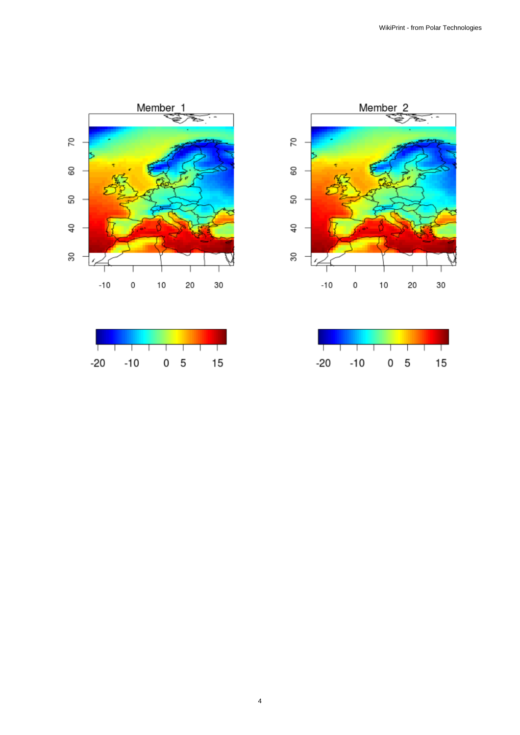Member 1

70
60
50
40
30

-10 0 10 20 30

-20 -10 0 5 15

Member 2

70
60
50
40
30

-10 0 10 20 30

-20 -10 0 5 15